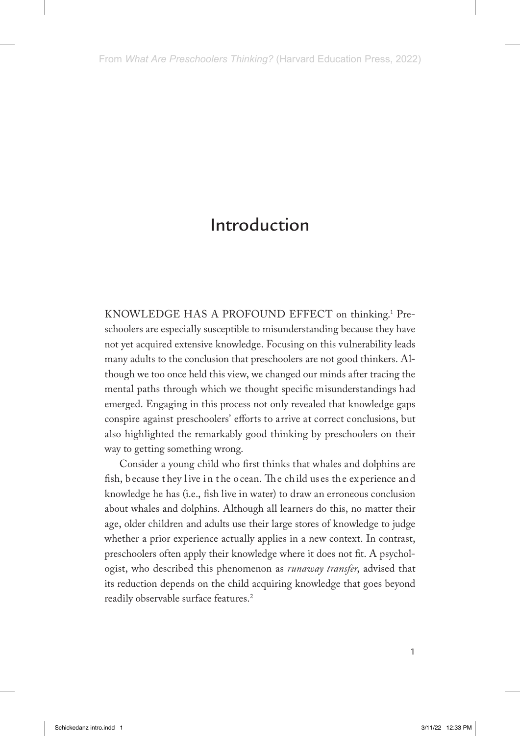From *What Are Preschoolers Thinking?* (Harvard Education Press, 2022)

# Introduction

KNOWLEDGE HAS A PROFOUND EFFECT on thinking.[1] Preschoolers are especially susceptible to misunderstanding because they have not yet acquired extensive knowledge. Focusing on this vulnerability leads many adults to the conclusion that preschoolers are not good thinkers. Although we too once held this view, we changed our minds after tracing the mental paths through which we thought specific misunderstandings had emerged. Engaging in this process not only revealed that knowledge gaps conspire against preschoolers' efforts to arrive at correct conclusions, but also highlighted the remarkably good thinking by preschoolers on their way to getting something wrong.

Consider a young child who first thinks that whales and dolphins are fish, because they live in the ocean. The child uses the experience and knowledge he has (i.e., fish live in water) to draw an erroneous conclusion about whales and dolphins. Although all learners do this, no matter their age, older children and adults use their large stores of knowledge to judge whether a prior experience actually applies in a new context. In contrast, preschoolers often apply their knowledge where it does not fit. A psychologist, who described this phenomenon as *runaway transfer*, advised that its reduction depends on the child acquiring knowledge that goes beyond readily observable surface features.[2]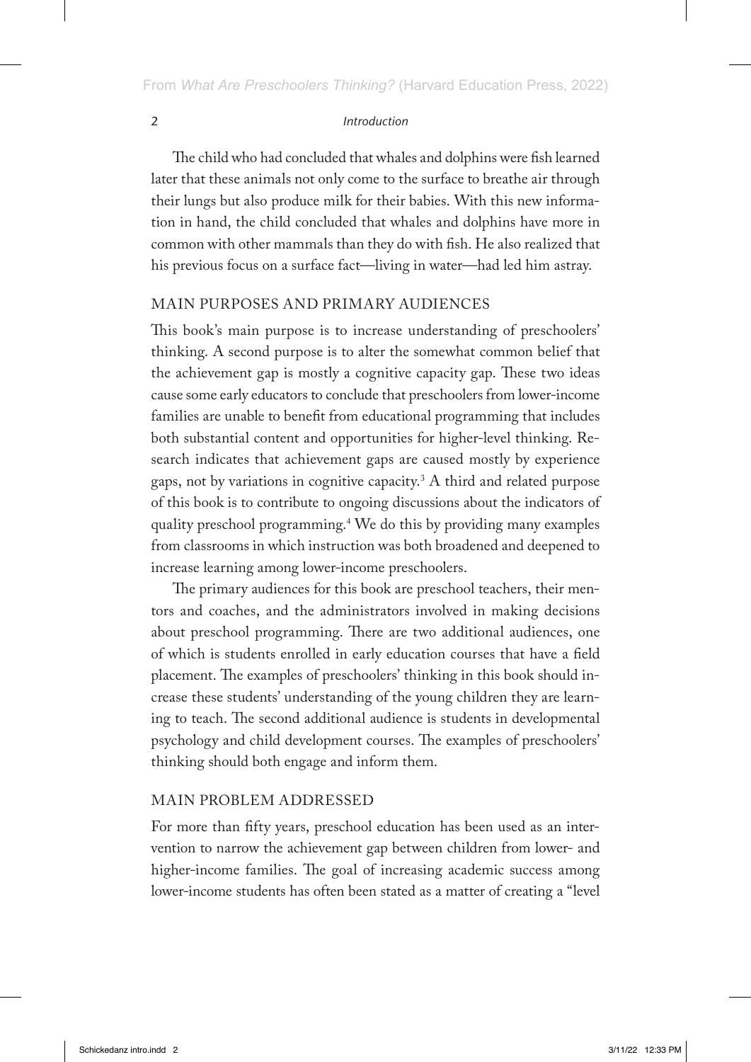The child who had concluded that whales and dolphins were fish learned later that these animals not only come to the surface to breathe air through their lungs but also produce milk for their babies. With this new information in hand, the child concluded that whales and dolphins have more in common with other mammals than they do with fish. He also realized that his previous focus on a surface fact—living in water—had led him astray.

## MAIN PURPOSES AND PRIMARY AUDIENCES

This book's main purpose is to increase understanding of preschoolers' thinking. A second purpose is to alter the somewhat common belief that the achievement gap is mostly a cognitive capacity gap. These two ideas cause some early educators to conclude that preschoolers from lower-income families are unable to benefit from educational programming that includes both substantial content and opportunities for higher-level thinking. Research indicates that achievement gaps are caused mostly by experience gaps, not by variations in cognitive capacity.[3] A third and related purpose of this book is to contribute to ongoing discussions about the indicators of quality preschool programming.[4] We do this by providing many examples from classrooms in which instruction was both broadened and deepened to increase learning among lower-income preschoolers.

The primary audiences for this book are preschool teachers, their mentors and coaches, and the administrators involved in making decisions about preschool programming. There are two additional audiences, one of which is students enrolled in early education courses that have a field placement. The examples of preschoolers' thinking in this book should increase these students' understanding of the young children they are learning to teach. The second additional audience is students in developmental psychology and child development courses. The examples of preschoolers' thinking should both engage and inform them.

## MAIN PROBLEM ADDRESSED

For more than fifty years, preschool education has been used as an intervention to narrow the achievement gap between children from lower- and higher-income families. The goal of increasing academic success among lower-income students has often been stated as a matter of creating a "level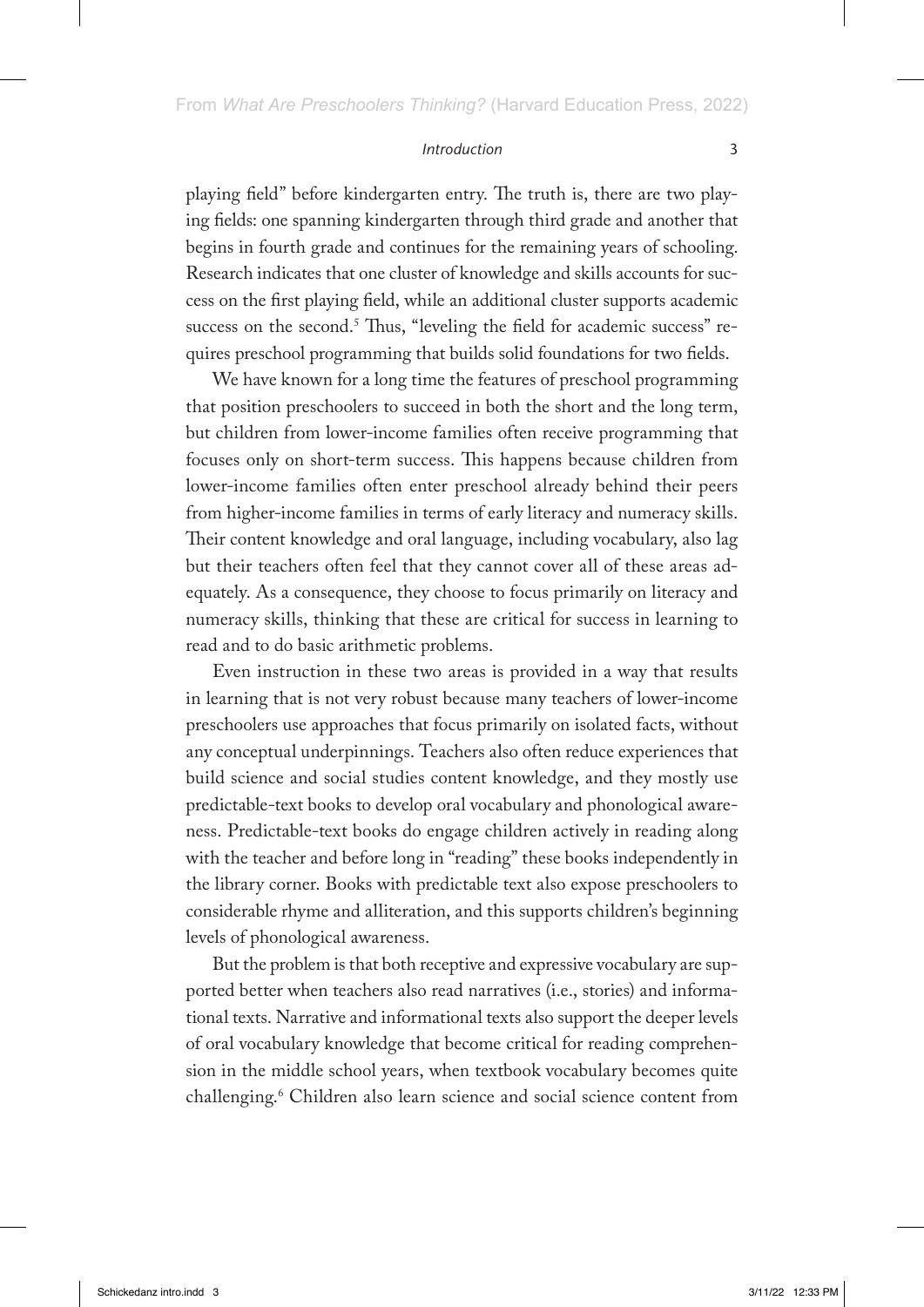playing field" before kindergarten entry. The truth is, there are two playing fields: one spanning kindergarten through third grade and another that begins in fourth grade and continues for the remaining years of schooling. Research indicates that one cluster of knowledge and skills accounts for success on the first playing field, while an additional cluster supports academic success on the second.[5] Thus, "leveling the field for academic success" requires preschool programming that builds solid foundations for two fields.

We have known for a long time the features of preschool programming that position preschoolers to succeed in both the short and the long term, but children from lower-income families often receive programming that focuses only on short-term success. This happens because children from lower-income families often enter preschool already behind their peers from higher-income families in terms of early literacy and numeracy skills. Their content knowledge and oral language, including vocabulary, also lag but their teachers often feel that they cannot cover all of these areas adequately. As a consequence, they choose to focus primarily on literacy and numeracy skills, thinking that these are critical for success in learning to read and to do basic arithmetic problems.

Even instruction in these two areas is provided in a way that results in learning that is not very robust because many teachers of lower-income preschoolers use approaches that focus primarily on isolated facts, without any conceptual underpinnings. Teachers also often reduce experiences that build science and social studies content knowledge, and they mostly use predictable-text books to develop oral vocabulary and phonological awareness. Predictable-text books do engage children actively in reading along with the teacher and before long in "reading" these books independently in the library corner. Books with predictable text also expose preschoolers to considerable rhyme and alliteration, and this supports children's beginning levels of phonological awareness.

But the problem is that both receptive and expressive vocabulary are supported better when teachers also read narratives (i.e., stories) and informational texts. Narrative and informational texts also support the deeper levels of oral vocabulary knowledge that become critical for reading comprehension in the middle school years, when textbook vocabulary becomes quite challenging.[6] Children also learn science and social science content from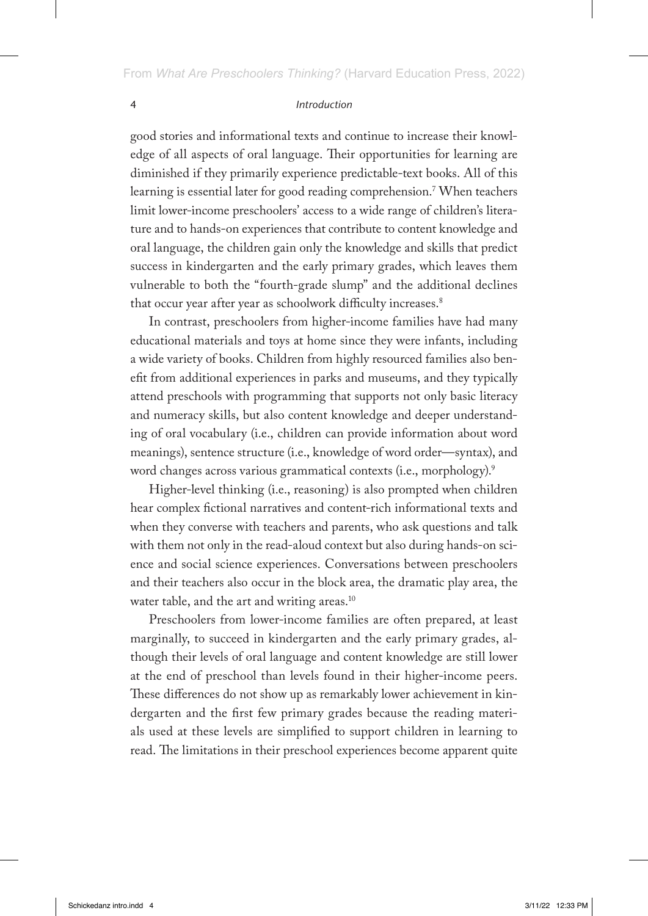good stories and informational texts and continue to increase their knowledge of all aspects of oral language. Their opportunities for learning are diminished if they primarily experience predictable-text books. All of this learning is essential later for good reading comprehension.[7] When teachers limit lower-income preschoolers' access to a wide range of children's literature and to hands-on experiences that contribute to content knowledge and oral language, the children gain only the knowledge and skills that predict success in kindergarten and the early primary grades, which leaves them vulnerable to both the "fourth-grade slump" and the additional declines that occur year after year as schoolwork difficulty increases.[8]

In contrast, preschoolers from higher-income families have had many educational materials and toys at home since they were infants, including a wide variety of books. Children from highly resourced families also benefit from additional experiences in parks and museums, and they typically attend preschools with programming that supports not only basic literacy and numeracy skills, but also content knowledge and deeper understanding of oral vocabulary (i.e., children can provide information about word meanings), sentence structure (i.e., knowledge of word order—syntax), and word changes across various grammatical contexts (i.e., morphology).[9]

Higher-level thinking (i.e., reasoning) is also prompted when children hear complex fictional narratives and content-rich informational texts and when they converse with teachers and parents, who ask questions and talk with them not only in the read-aloud context but also during hands-on science and social science experiences. Conversations between preschoolers and their teachers also occur in the block area, the dramatic play area, the water table, and the art and writing areas.[10]

Preschoolers from lower-income families are often prepared, at least marginally, to succeed in kindergarten and the early primary grades, although their levels of oral language and content knowledge are still lower at the end of preschool than levels found in their higher-income peers. These differences do not show up as remarkably lower achievement in kindergarten and the first few primary grades because the reading materials used at these levels are simplified to support children in learning to read. The limitations in their preschool experiences become apparent quite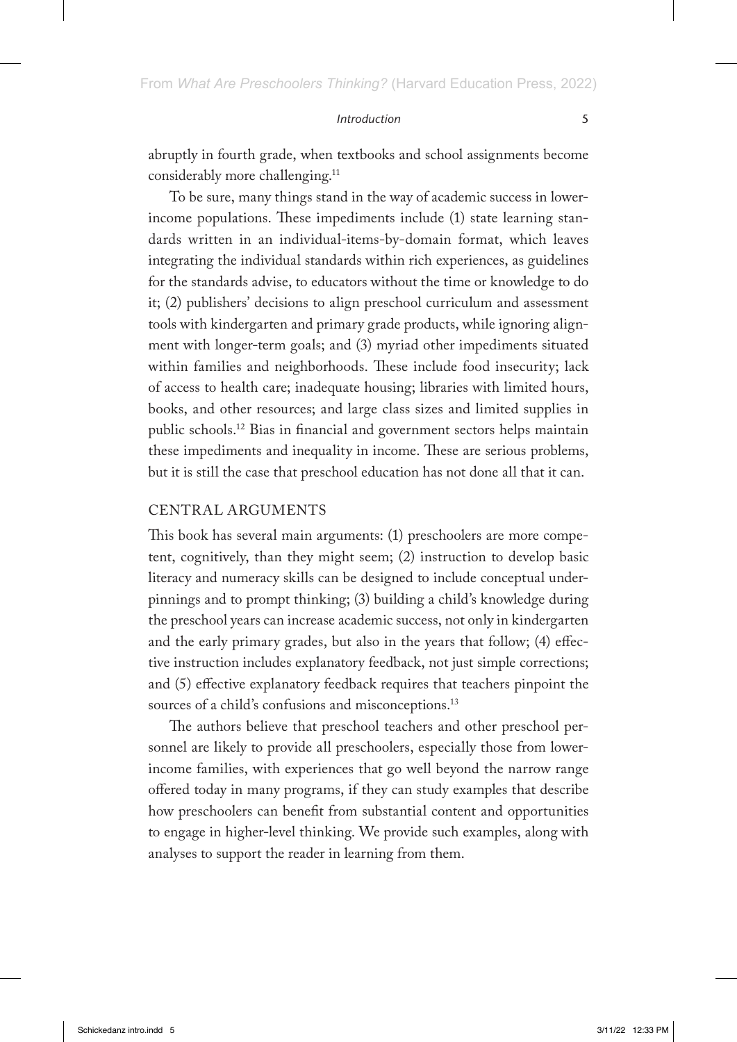abruptly in fourth grade, when textbooks and school assignments become considerably more challenging.[11]

To be sure, many things stand in the way of academic success in lower-income populations. These impediments include (1) state learning standards written in an individual-items-by-domain format, which leaves integrating the individual standards within rich experiences, as guidelines for the standards advise, to educators without the time or knowledge to do it; (2) publishers' decisions to align preschool curriculum and assessment tools with kindergarten and primary grade products, while ignoring alignment with longer-term goals; and (3) myriad other impediments situated within families and neighborhoods. These include food insecurity; lack of access to health care; inadequate housing; libraries with limited hours, books, and other resources; and large class sizes and limited supplies in public schools.[12] Bias in financial and government sectors helps maintain these impediments and inequality in income. These are serious problems, but it is still the case that preschool education has not done all that it can.

## CENTRAL ARGUMENTS

This book has several main arguments: (1) preschoolers are more competent, cognitively, than they might seem; (2) instruction to develop basic literacy and numeracy skills can be designed to include conceptual underpinnings and to prompt thinking; (3) building a child's knowledge during the preschool years can increase academic success, not only in kindergarten and the early primary grades, but also in the years that follow; (4) effective instruction includes explanatory feedback, not just simple corrections; and (5) effective explanatory feedback requires that teachers pinpoint the sources of a child's confusions and misconceptions.[13]

The authors believe that preschool teachers and other preschool personnel are likely to provide all preschoolers, especially those from lower-income families, with experiences that go well beyond the narrow range offered today in many programs, if they can study examples that describe how preschoolers can benefit from substantial content and opportunities to engage in higher-level thinking. We provide such examples, along with analyses to support the reader in learning from them.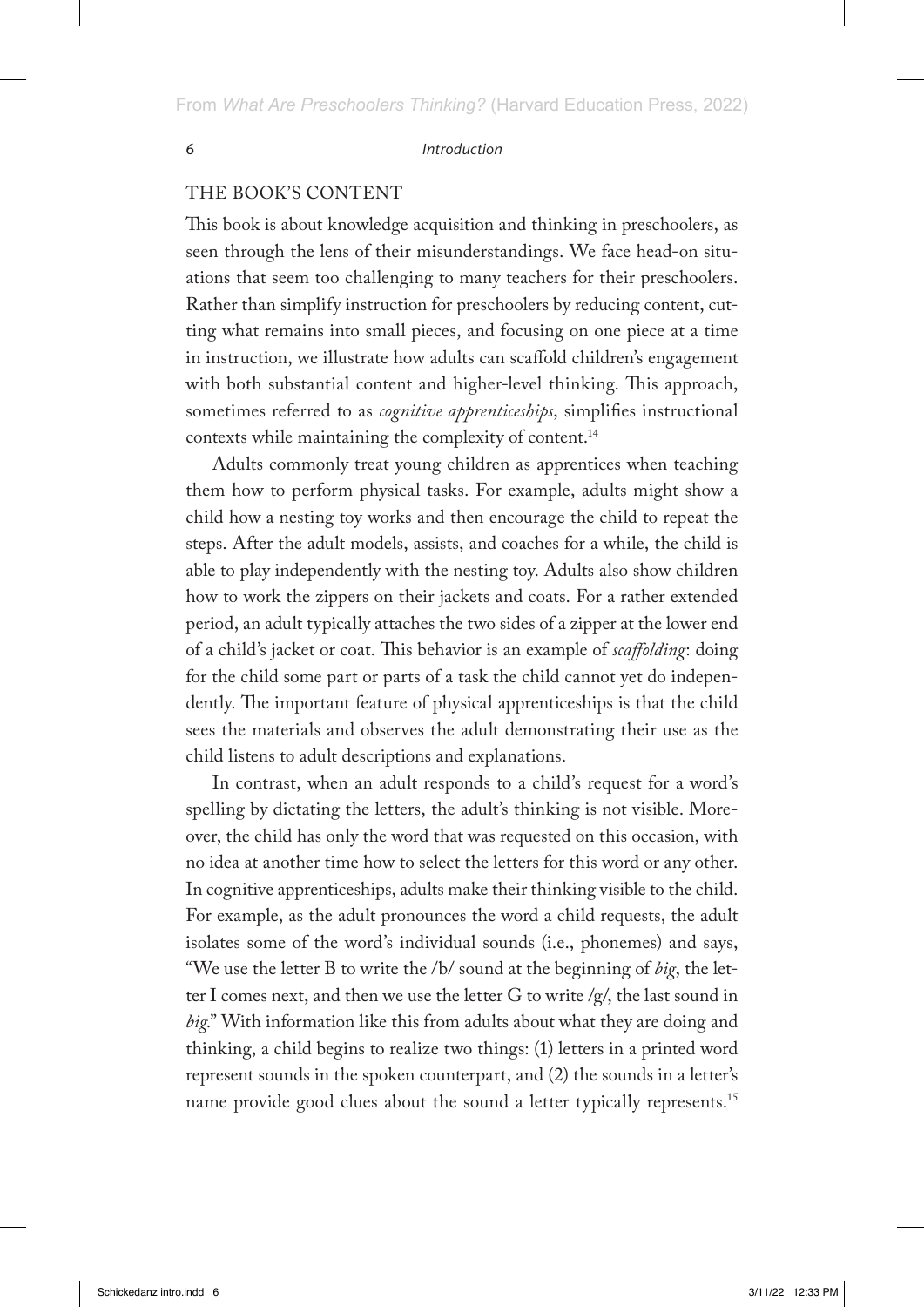## THE BOOK'S CONTENT

This book is about knowledge acquisition and thinking in preschoolers, as seen through the lens of their misunderstandings. We face head-on situations that seem too challenging to many teachers for their preschoolers. Rather than simplify instruction for preschoolers by reducing content, cutting what remains into small pieces, and focusing on one piece at a time in instruction, we illustrate how adults can scaffold children's engagement with both substantial content and higher-level thinking. This approach, sometimes referred to as *cognitive apprenticeships*, simplifies instructional contexts while maintaining the complexity of content.[14]

Adults commonly treat young children as apprentices when teaching them how to perform physical tasks. For example, adults might show a child how a nesting toy works and then encourage the child to repeat the steps. After the adult models, assists, and coaches for a while, the child is able to play independently with the nesting toy. Adults also show children how to work the zippers on their jackets and coats. For a rather extended period, an adult typically attaches the two sides of a zipper at the lower end of a child's jacket or coat. This behavior is an example of *scaffolding*: doing for the child some part or parts of a task the child cannot yet do independently. The important feature of physical apprenticeships is that the child sees the materials and observes the adult demonstrating their use as the child listens to adult descriptions and explanations.

In contrast, when an adult responds to a child's request for a word's spelling by dictating the letters, the adult's thinking is not visible. Moreover, the child has only the word that was requested on this occasion, with no idea at another time how to select the letters for this word or any other. In cognitive apprenticeships, adults make their thinking visible to the child. For example, as the adult pronounces the word a child requests, the adult isolates some of the word's individual sounds (i.e., phonemes) and says, "We use the letter B to write the /b/ sound at the beginning of *big*, the letter I comes next, and then we use the letter G to write /g/, the last sound in *big*." With information like this from adults about what they are doing and thinking, a child begins to realize two things: (1) letters in a printed word represent sounds in the spoken counterpart, and (2) the sounds in a letter's name provide good clues about the sound a letter typically represents.[15]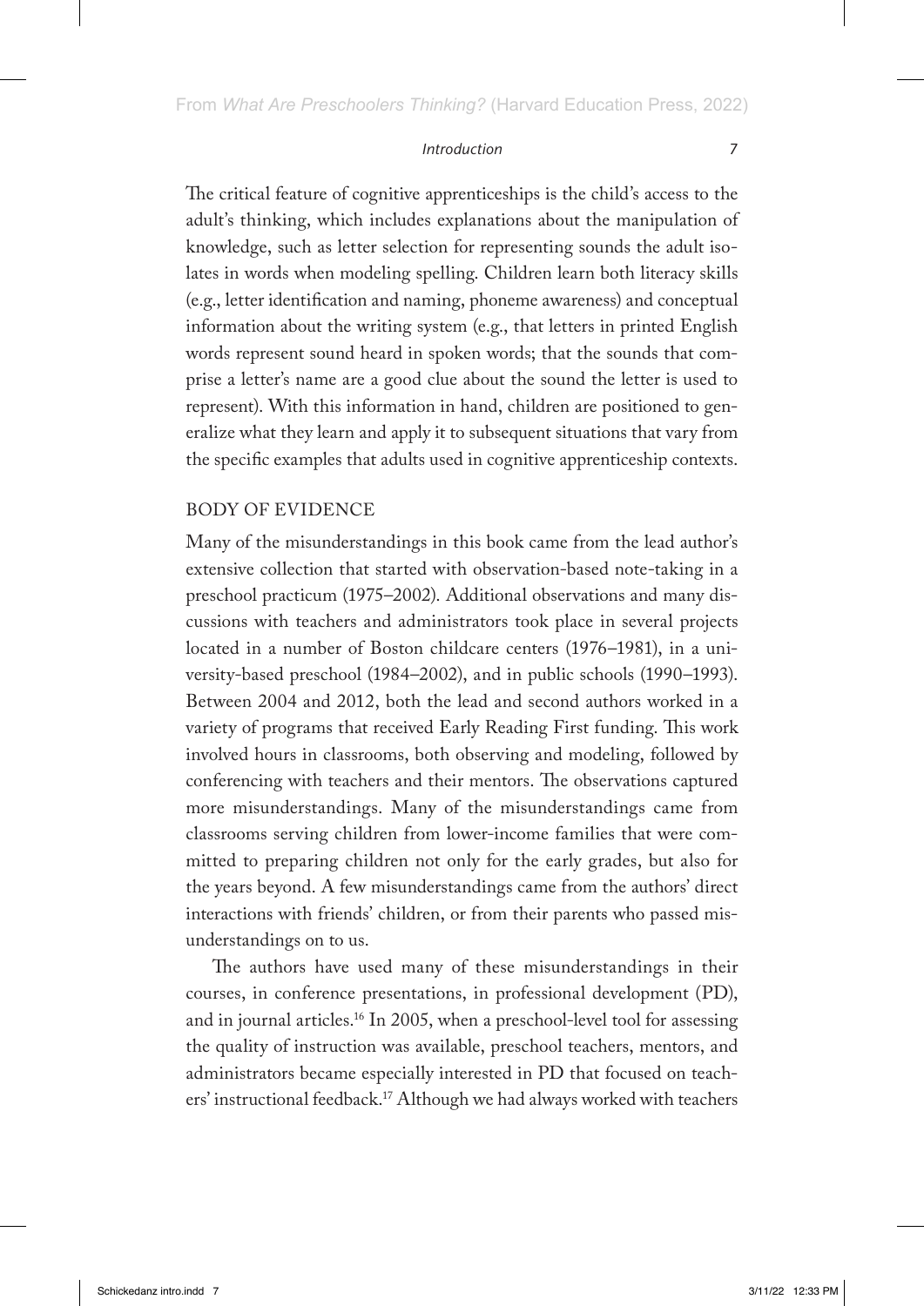The critical feature of cognitive apprenticeships is the child's access to the adult's thinking, which includes explanations about the manipulation of knowledge, such as letter selection for representing sounds the adult isolates in words when modeling spelling. Children learn both literacy skills (e.g., letter identification and naming, phoneme awareness) and conceptual information about the writing system (e.g., that letters in printed English words represent sound heard in spoken words; that the sounds that comprise a letter's name are a good clue about the sound the letter is used to represent). With this information in hand, children are positioned to generalize what they learn and apply it to subsequent situations that vary from the specific examples that adults used in cognitive apprenticeship contexts.

## BODY OF EVIDENCE

Many of the misunderstandings in this book came from the lead author's extensive collection that started with observation-based note-taking in a preschool practicum (1975–2002). Additional observations and many discussions with teachers and administrators took place in several projects located in a number of Boston childcare centers (1976–1981), in a university-based preschool (1984–2002), and in public schools (1990–1993). Between 2004 and 2012, both the lead and second authors worked in a variety of programs that received Early Reading First funding. This work involved hours in classrooms, both observing and modeling, followed by conferencing with teachers and their mentors. The observations captured more misunderstandings. Many of the misunderstandings came from classrooms serving children from lower-income families that were committed to preparing children not only for the early grades, but also for the years beyond. A few misunderstandings came from the authors' direct interactions with friends' children, or from their parents who passed misunderstandings on to us.

The authors have used many of these misunderstandings in their courses, in conference presentations, in professional development (PD), and in journal articles.[16] In 2005, when a preschool-level tool for assessing the quality of instruction was available, preschool teachers, mentors, and administrators became especially interested in PD that focused on teachers' instructional feedback.[17] Although we had always worked with teachers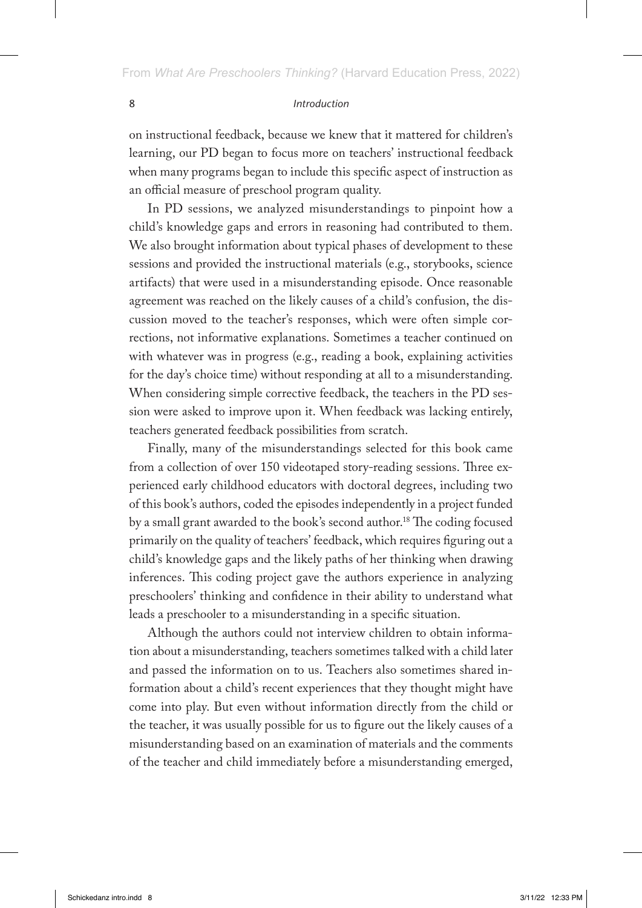on instructional feedback, because we knew that it mattered for children's learning, our PD began to focus more on teachers' instructional feedback when many programs began to include this specific aspect of instruction as an official measure of preschool program quality.

In PD sessions, we analyzed misunderstandings to pinpoint how a child's knowledge gaps and errors in reasoning had contributed to them. We also brought information about typical phases of development to these sessions and provided the instructional materials (e.g., storybooks, science artifacts) that were used in a misunderstanding episode. Once reasonable agreement was reached on the likely causes of a child's confusion, the discussion moved to the teacher's responses, which were often simple corrections, not informative explanations. Sometimes a teacher continued on with whatever was in progress (e.g., reading a book, explaining activities for the day's choice time) without responding at all to a misunderstanding. When considering simple corrective feedback, the teachers in the PD session were asked to improve upon it. When feedback was lacking entirely, teachers generated feedback possibilities from scratch.

Finally, many of the misunderstandings selected for this book came from a collection of over 150 videotaped story-reading sessions. Three experienced early childhood educators with doctoral degrees, including two of this book's authors, coded the episodes independently in a project funded by a small grant awarded to the book's second author.[18] The coding focused primarily on the quality of teachers' feedback, which requires figuring out a child's knowledge gaps and the likely paths of her thinking when drawing inferences. This coding project gave the authors experience in analyzing preschoolers' thinking and confidence in their ability to understand what leads a preschooler to a misunderstanding in a specific situation.

Although the authors could not interview children to obtain information about a misunderstanding, teachers sometimes talked with a child later and passed the information on to us. Teachers also sometimes shared information about a child's recent experiences that they thought might have come into play. But even without information directly from the child or the teacher, it was usually possible for us to figure out the likely causes of a misunderstanding based on an examination of materials and the comments of the teacher and child immediately before a misunderstanding emerged,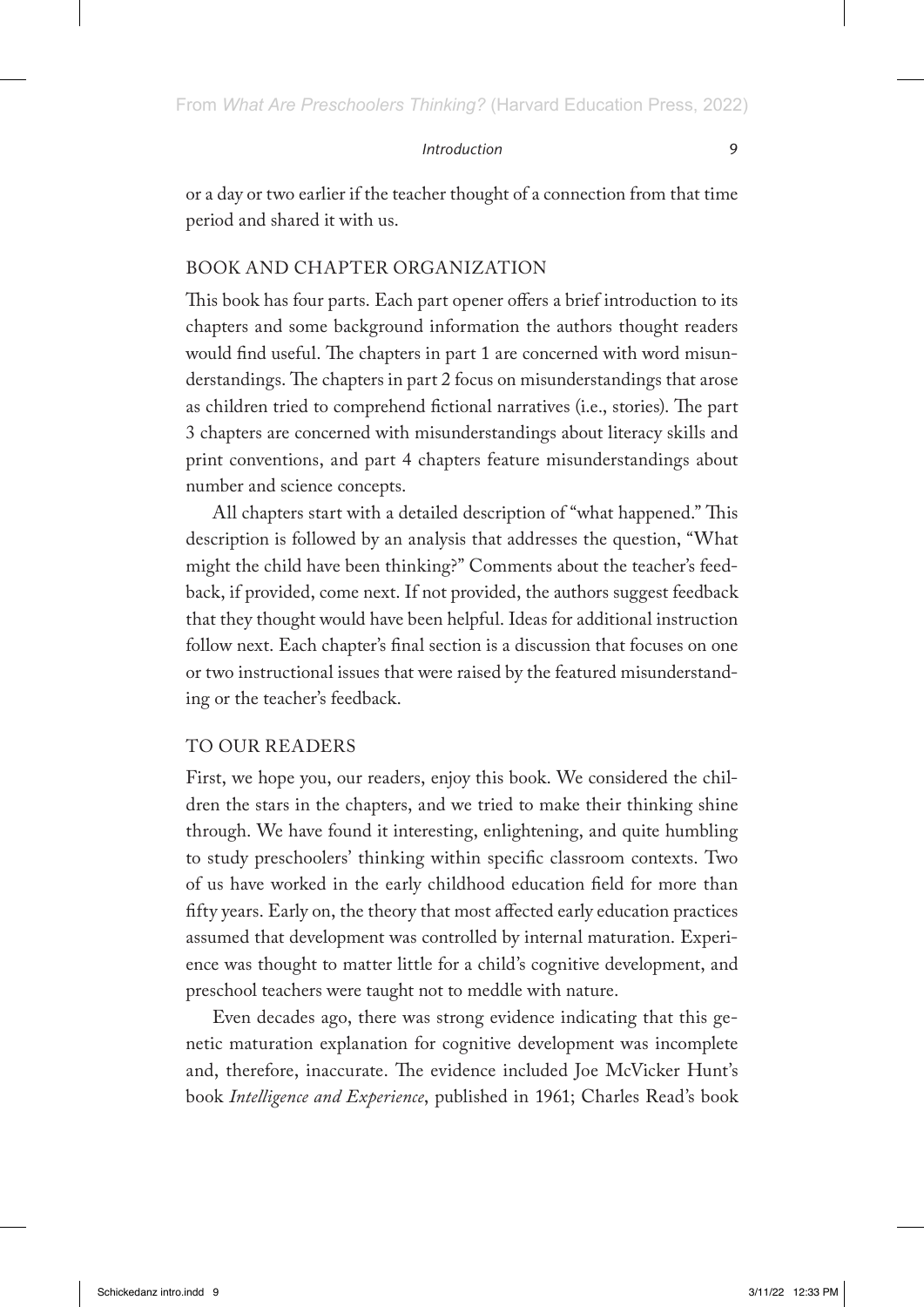or a day or two earlier if the teacher thought of a connection from that time period and shared it with us.

## BOOK AND CHAPTER ORGANIZATION

This book has four parts. Each part opener offers a brief introduction to its chapters and some background information the authors thought readers would find useful. The chapters in part 1 are concerned with word misunderstandings. The chapters in part 2 focus on misunderstandings that arose as children tried to comprehend fictional narratives (i.e., stories). The part 3 chapters are concerned with misunderstandings about literacy skills and print conventions, and part 4 chapters feature misunderstandings about number and science concepts.

All chapters start with a detailed description of "what happened." This description is followed by an analysis that addresses the question, "What might the child have been thinking?" Comments about the teacher's feedback, if provided, come next. If not provided, the authors suggest feedback that they thought would have been helpful. Ideas for additional instruction follow next. Each chapter's final section is a discussion that focuses on one or two instructional issues that were raised by the featured misunderstanding or the teacher's feedback.

## TO OUR READERS

First, we hope you, our readers, enjoy this book. We considered the children the stars in the chapters, and we tried to make their thinking shine through. We have found it interesting, enlightening, and quite humbling to study preschoolers' thinking within specific classroom contexts. Two of us have worked in the early childhood education field for more than fifty years. Early on, the theory that most affected early education practices assumed that development was controlled by internal maturation. Experience was thought to matter little for a child's cognitive development, and preschool teachers were taught not to meddle with nature.

Even decades ago, there was strong evidence indicating that this genetic maturation explanation for cognitive development was incomplete and, therefore, inaccurate. The evidence included Joe McVicker Hunt's book *Intelligence and Experience*, published in 1961; Charles Read's book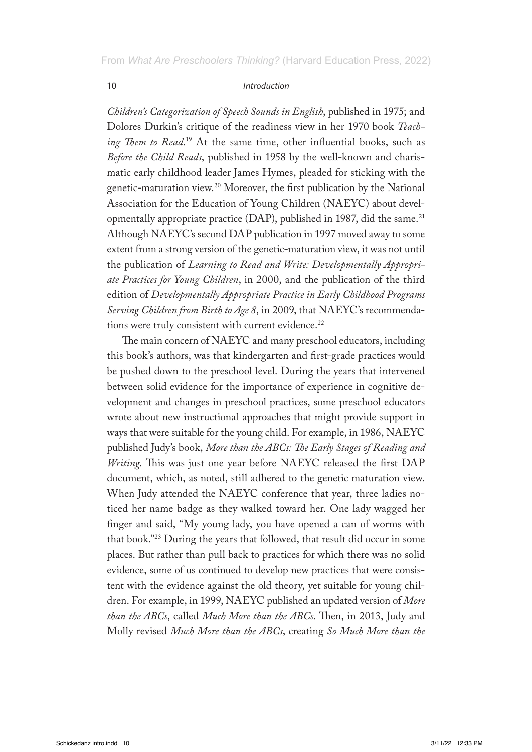*Children's Categorization of Speech Sounds in English*, published in 1975; and Dolores Durkin's critique of the readiness view in her 1970 book *Teaching Them to Read*.[19] At the same time, other influential books, such as *Before the Child Reads*, published in 1958 by the well-known and charismatic early childhood leader James Hymes, pleaded for sticking with the genetic-maturation view.[20] Moreover, the first publication by the National Association for the Education of Young Children (NAEYC) about developmentally appropriate practice (DAP), published in 1987, did the same.[21] Although NAEYC's second DAP publication in 1997 moved away to some extent from a strong version of the genetic-maturation view, it was not until the publication of *Learning to Read and Write: Developmentally Appropriate Practices for Young Children*, in 2000, and the publication of the third edition of *Developmentally Appropriate Practice in Early Childhood Programs Serving Children from Birth to Age 8*, in 2009, that NAEYC's recommendations were truly consistent with current evidence.[22]

The main concern of NAEYC and many preschool educators, including this book's authors, was that kindergarten and first-grade practices would be pushed down to the preschool level. During the years that intervened between solid evidence for the importance of experience in cognitive development and changes in preschool practices, some preschool educators wrote about new instructional approaches that might provide support in ways that were suitable for the young child. For example, in 1986, NAEYC published Judy's book, *More than the ABCs: The Early Stages of Reading and Writing*. This was just one year before NAEYC released the first DAP document, which, as noted, still adhered to the genetic maturation view. When Judy attended the NAEYC conference that year, three ladies noticed her name badge as they walked toward her. One lady wagged her finger and said, "My young lady, you have opened a can of worms with that book."[23] During the years that followed, that result did occur in some places. But rather than pull back to practices for which there was no solid evidence, some of us continued to develop new practices that were consistent with the evidence against the old theory, yet suitable for young children. For example, in 1999, NAEYC published an updated version of *More than the ABCs*, called *Much More than the ABCs*. Then, in 2013, Judy and Molly revised *Much More than the ABCs*, creating *So Much More than the*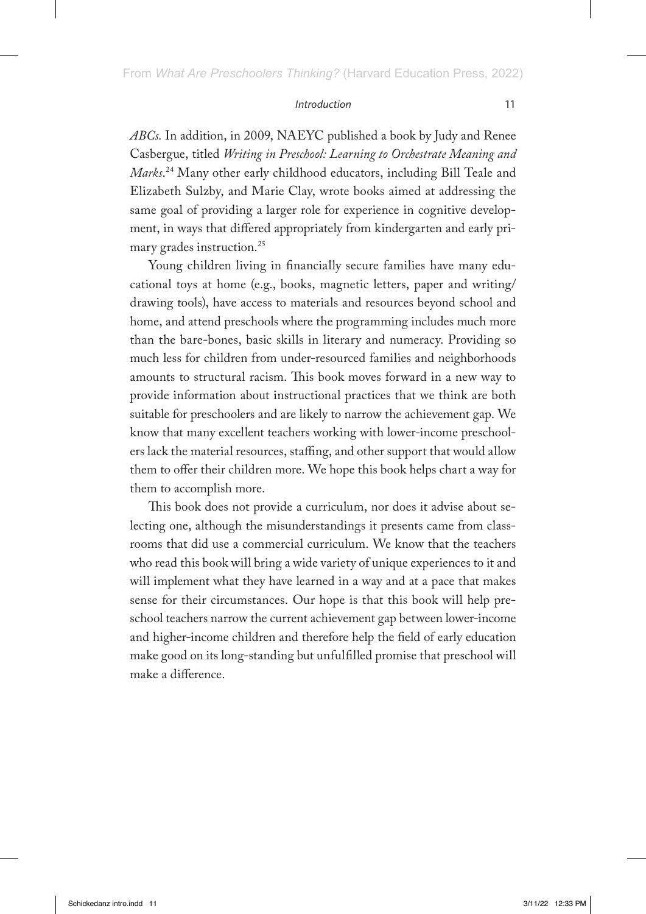*ABCs.* In addition, in 2009, NAEYC published a book by Judy and Renee Casbergue, titled *Writing in Preschool: Learning to Orchestrate Meaning and Marks*.[24] Many other early childhood educators, including Bill Teale and Elizabeth Sulzby, and Marie Clay, wrote books aimed at addressing the same goal of providing a larger role for experience in cognitive development, in ways that differed appropriately from kindergarten and early primary grades instruction.[25]

Young children living in financially secure families have many educational toys at home (e.g., books, magnetic letters, paper and writing/drawing tools), have access to materials and resources beyond school and home, and attend preschools where the programming includes much more than the bare-bones, basic skills in literary and numeracy. Providing so much less for children from under-resourced families and neighborhoods amounts to structural racism. This book moves forward in a new way to provide information about instructional practices that we think are both suitable for preschoolers and are likely to narrow the achievement gap. We know that many excellent teachers working with lower-income preschoolers lack the material resources, staffing, and other support that would allow them to offer their children more. We hope this book helps chart a way for them to accomplish more.

This book does not provide a curriculum, nor does it advise about selecting one, although the misunderstandings it presents came from classrooms that did use a commercial curriculum. We know that the teachers who read this book will bring a wide variety of unique experiences to it and will implement what they have learned in a way and at a pace that makes sense for their circumstances. Our hope is that this book will help preschool teachers narrow the current achievement gap between lower-income and higher-income children and therefore help the field of early education make good on its long-standing but unfulfilled promise that preschool will make a difference.